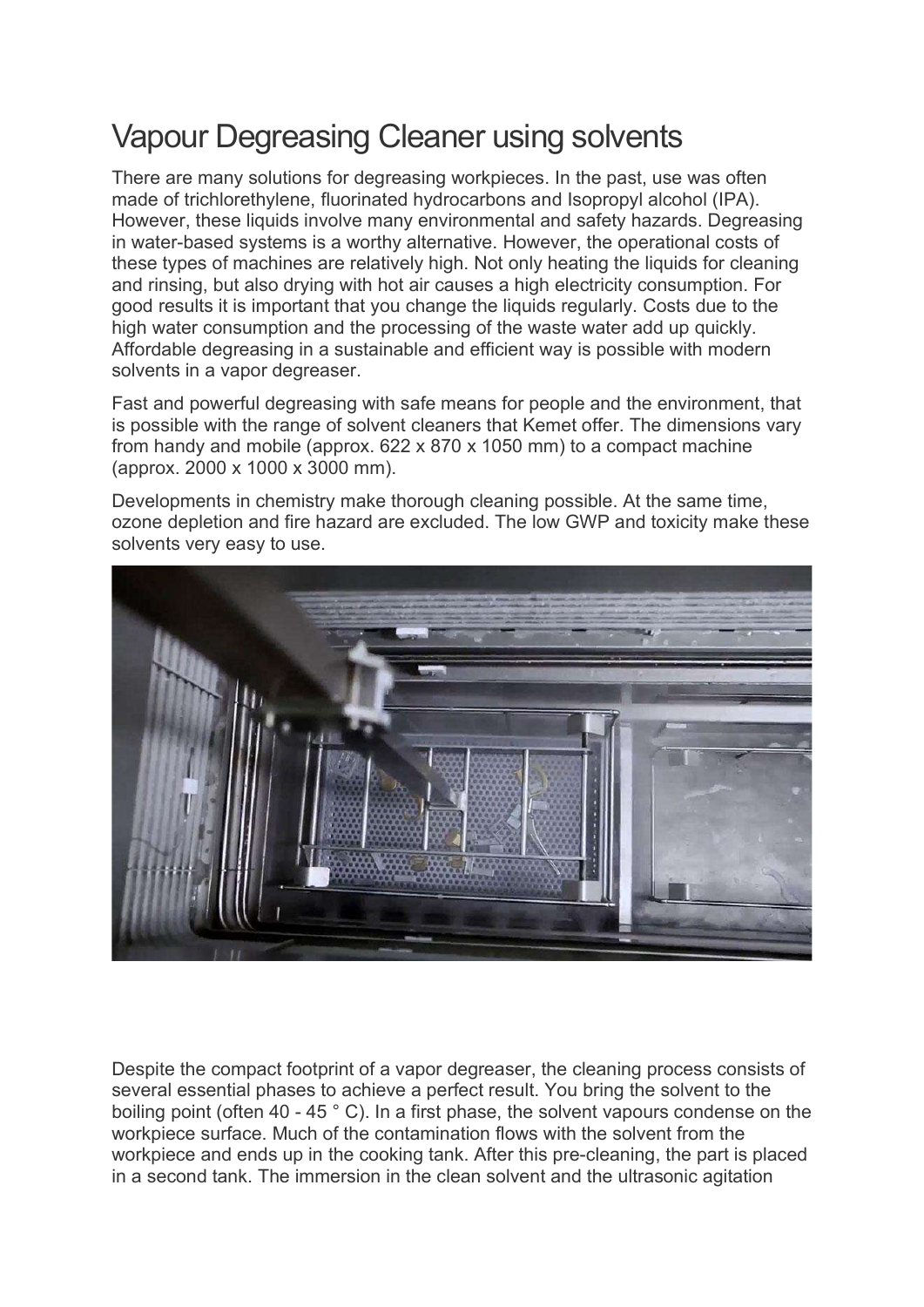# Vapour Degreasing Cleaner using solvents

There are many solutions for degreasing workpieces. In the past, use was often made of trichlorethylene, fluorinated hydrocarbons and Isopropyl alcohol (IPA). However, these liquids involve many environmental and safety hazards. Degreasing in water-based systems is a worthy alternative. However, the operational costs of these types of machines are relatively high. Not only heating the liquids for cleaning and rinsing, but also drying with hot air causes a high electricity consumption. For good results it is important that you change the liquids regularly. Costs due to the high water consumption and the processing of the waste water add up quickly. Affordable degreasing in a sustainable and efficient way is possible with modern solvents in a vapor degreaser.

Fast and powerful degreasing with safe means for people and the environment, that is possible with the range of solvent cleaners that Kemet offer. The dimensions vary from handy and mobile (approx. 622 x 870 x 1050 mm) to a compact machine (approx. 2000 x 1000 x 3000 mm).

Developments in chemistry make thorough cleaning possible. At the same time, ozone depletion and fire hazard are excluded. The low GWP and toxicity make these solvents very easy to use.

Despite the compact footprint of a vapor degreaser, the cleaning process consists of several essential phases to achieve a perfect result. You bring the solvent to the boiling point (often 40 - 45 ° C). In a first phase, the solvent vapours condense on the workpiece surface. Much of the contamination flows with the solvent from the workpiece and ends up in the cooking tank. After this pre-cleaning, the part is placed in a second tank. The immersion in the clean solvent and the ultrasonic agitation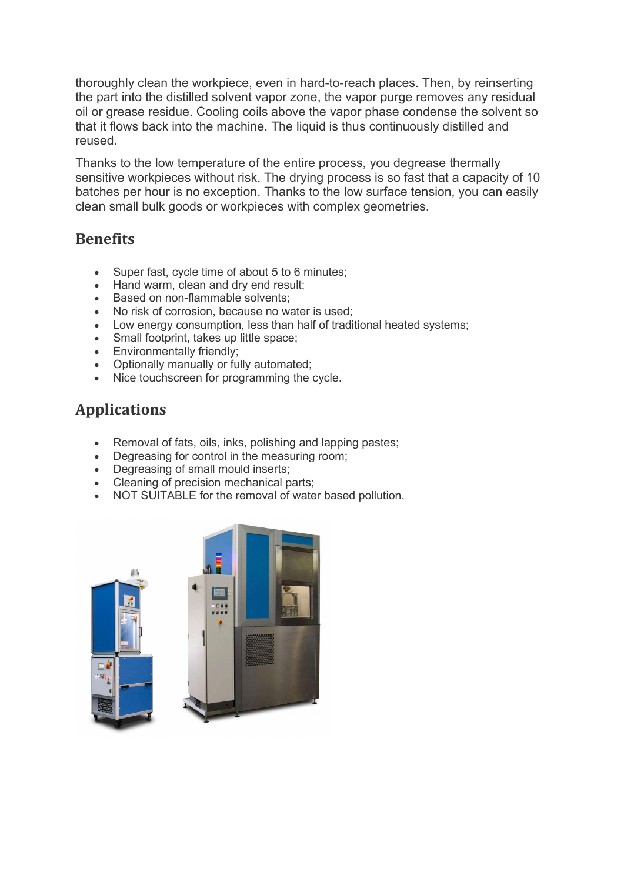thoroughly clean the workpiece, even in hard-to-reach places. Then, by reinserting the part into the distilled solvent vapor zone, the vapor purge removes any residual oil or grease residue. Cooling coils above the vapor phase condense the solvent so that it flows back into the machine. The liquid is thus continuously distilled and reused.

Thanks to the low temperature of the entire process, you degrease thermally sensitive workpieces without risk. The drying process is so fast that a capacity of 10 batches per hour is no exception. Thanks to the low surface tension, you can easily clean small bulk goods or workpieces with complex geometries.

## Benefits

- Super fast, cycle time of about 5 to 6 minutes;
- Hand warm, clean and dry end result;
- Based on non-flammable solvents;
- No risk of corrosion, because no water is used;
- Low energy consumption, less than half of traditional heated systems;
- Small footprint, takes up little space;
- Environmentally friendly;
- Optionally manually or fully automated;
- Nice touchscreen for programming the cycle.

## Applications

- Removal of fats, oils, inks, polishing and lapping pastes;
- Degreasing for control in the measuring room;
- Degreasing of small mould inserts;
- Cleaning of precision mechanical parts;
- NOT SUITABLE for the removal of water based pollution.